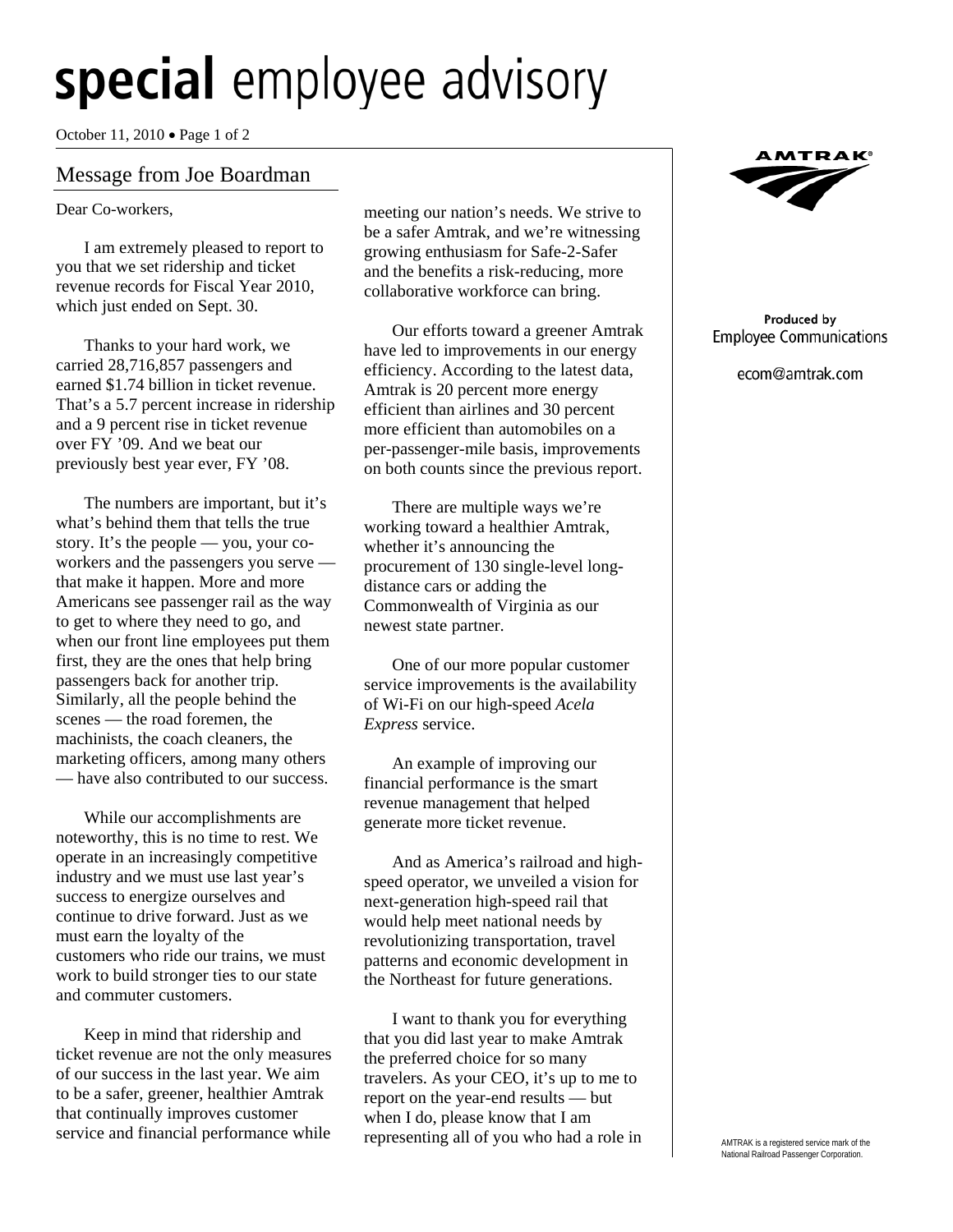# **special** employee advisory

October 11, 2010

## Message from Joe Boardman

Dear Co-workers,

I am extremely pleased to report to you that we set ridership and ticket revenue records for Fiscal Year 2010, which just ended on Sept. 30.

Thanks to your hard work, we carried 28,716,857 passengers and earned $1.74 billion in ticket revenue. That's a 5.7 percent increase in ridership and a 9 percent rise in ticket revenue over FY '09. And we beat our previously best year ever, FY '08.

The numbers are important, but it's what's behind them that tells the true story. It's the people — you, your co-workers and the passengers you serve — that make it happen. More and more Americans see passenger rail as the way to get to where they need to go, and when our front line employees put them first, they are the ones that help bring passengers back for another trip. Similarly, all the people behind the scenes — the road foremen, the machinists, the coach cleaners, the marketing officers, among many others — have also contributed to our success.

While our accomplishments are noteworthy, this is no time to rest. We operate in an increasingly competitive industry and we must use last year's success to energize ourselves and continue to drive forward. Just as we must earn the loyalty of the customers who ride our trains, we must work to build stronger ties to our state and commuter customers.

Keep in mind that ridership and ticket revenue are not the only measures of our success in the last year. We aim to be a safer, greener, healthier Amtrak that continually improves customer service and financial performance while meeting our nation's needs. We strive to be a safer Amtrak, and we're witnessing growing enthusiasm for Safe-2-Safer and the benefits a risk-reducing, more collaborative workforce can bring.

Our efforts toward a greener Amtrak have led to improvements in our energy efficiency. According to the latest data, Amtrak is 20 percent more energy efficient than airlines and 30 percent more efficient than automobiles on a per-passenger-mile basis, improvements on both counts since the previous report.

There are multiple ways we're working toward a healthier Amtrak, whether it's announcing the procurement of 130 single-level long-distance cars or adding the Commonwealth of Virginia as our newest state partner.

One of our more popular customer service improvements is the availability of Wi-Fi on our high-speed *Acela Express* service.

An example of improving our financial performance is the smart revenue management that helped generate more ticket revenue.

And as America's railroad and high-speed operator, we unveiled a vision for next-generation high-speed rail that would help meet national needs by revolutionizing transportation, travel patterns and economic development in the Northeast for future generations.

I want to thank you for everything that you did last year to make Amtrak the preferred choice for so many travelers. As your CEO, it's up to me to report on the year-end results — but when I do, please know that I am representing all of you who had a role in

AMTRAK

Produced by
Employee Communications

ecom@amtrak.com

AMTRAK is a registered service mark of the National Railroad Passenger Corporation.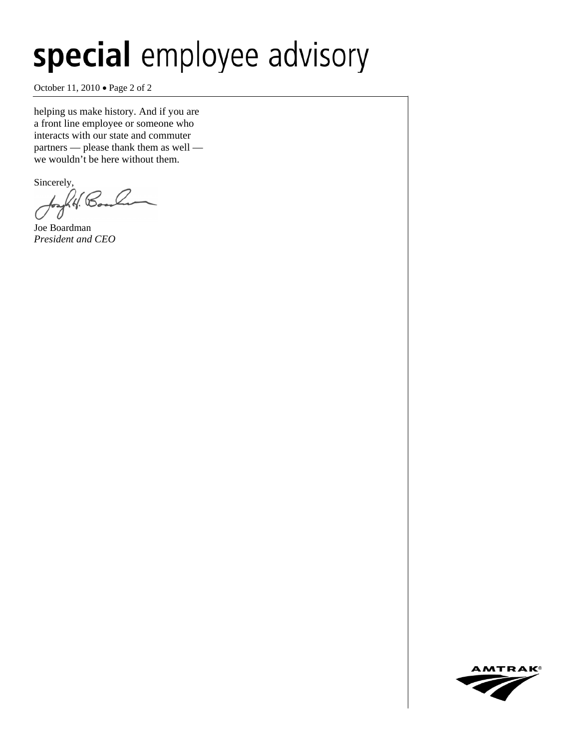helping us make history. And if you are a front line employee or someone who interacts with our state and commuter partners — please thank them as well — we wouldn't be here without them.

Sincerely,

Joe Boardman
*President and CEO*